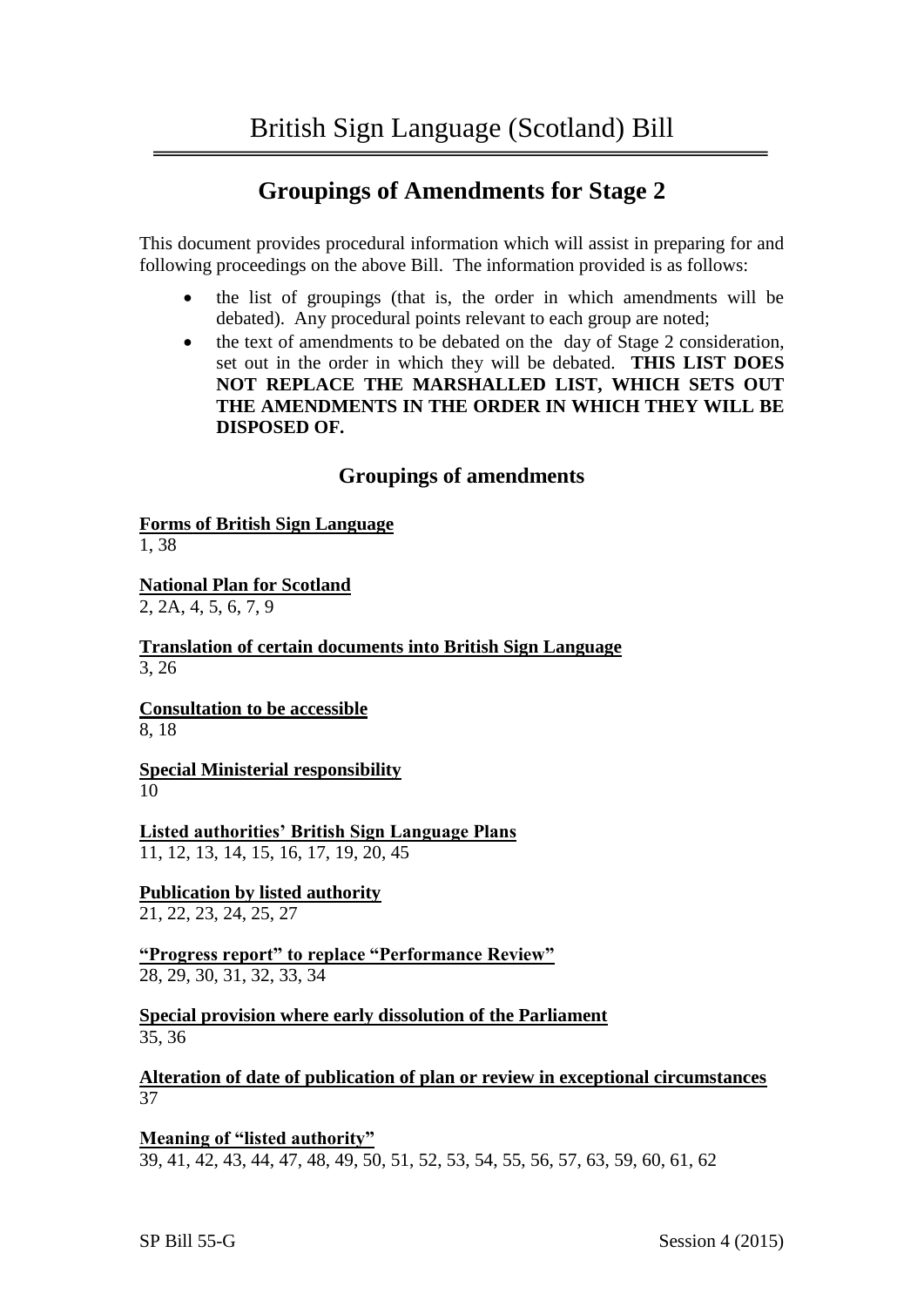# British Sign Language (Scotland) Bill

## Groupings of Amendments for Stage 2

This document provides procedural information which will assist in preparing for and following proceedings on the above Bill. The information provided is as follows:

- the list of groupings (that is, the order in which amendments will be debated). Any procedural points relevant to each group are noted;
- the text of amendments to be debated on the day of Stage 2 consideration, set out in the order in which they will be debated. **THIS LIST DOES NOT REPLACE THE MARSHALLED LIST, WHICH SETS OUT THE AMENDMENTS IN THE ORDER IN WHICH THEY WILL BE DISPOSED OF.**

### Groupings of amendments

**Forms of British Sign Language**
1, 38

**National Plan for Scotland**
2, 2A, 4, 5, 6, 7, 9

**Translation of certain documents into British Sign Language**
3, 26

**Consultation to be accessible**
8, 18

**Special Ministerial responsibility**
10

**Listed authorities' British Sign Language Plans**
11, 12, 13, 14, 15, 16, 17, 19, 20, 45

**Publication by listed authority**
21, 22, 23, 24, 25, 27

**"Progress report" to replace "Performance Review"**
28, 29, 30, 31, 32, 33, 34

**Special provision where early dissolution of the Parliament**
35, 36

**Alteration of date of publication of plan or review in exceptional circumstances**
37

**Meaning of "listed authority"**
39, 41, 42, 43, 44, 47, 48, 49, 50, 51, 52, 53, 54, 55, 56, 57, 63, 59, 60, 61, 62

SP Bill 55-G Session 4 (2015)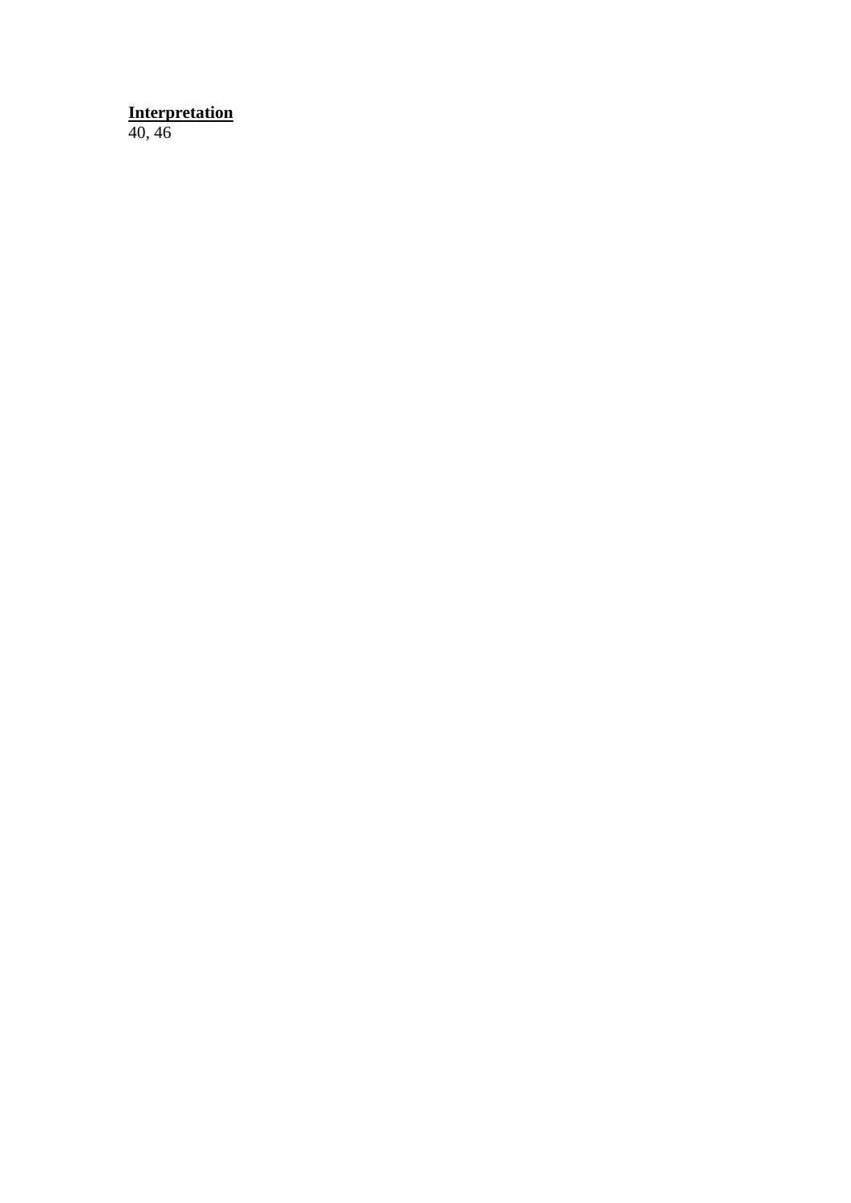**Interpretation**

40, 46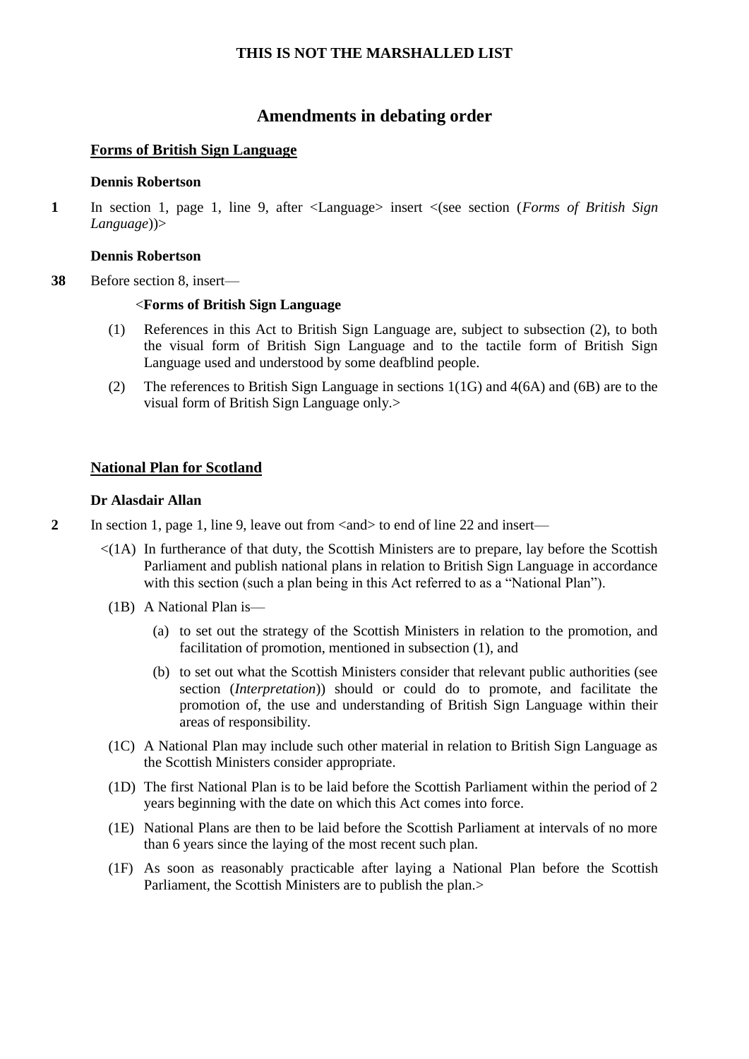**THIS IS NOT THE MARSHALLED LIST**

# Amendments in debating order

## Forms of British Sign Language

**Dennis Robertson**

**1** In section 1, page 1, line 9, after <Language> insert <(see section (*Forms of British Sign Language*))>

**Dennis Robertson**

**38** Before section 8, insert—

<**Forms of British Sign Language**

(1) References in this Act to British Sign Language are, subject to subsection (2), to both the visual form of British Sign Language and to the tactile form of British Sign Language used and understood by some deafblind people.

(2) The references to British Sign Language in sections 1(1G) and 4(6A) and (6B) are to the visual form of British Sign Language only.>

## National Plan for Scotland

**Dr Alasdair Allan**

**2** In section 1, page 1, line 9, leave out from <and> to end of line 22 and insert—

<(1A) In furtherance of that duty, the Scottish Ministers are to prepare, lay before the Scottish Parliament and publish national plans in relation to British Sign Language in accordance with this section (such a plan being in this Act referred to as a "National Plan").

(1B) A National Plan is—

(a) to set out the strategy of the Scottish Ministers in relation to the promotion, and facilitation of promotion, mentioned in subsection (1), and

(b) to set out what the Scottish Ministers consider that relevant public authorities (see section (*Interpretation*)) should or could do to promote, and facilitate the promotion of, the use and understanding of British Sign Language within their areas of responsibility.

(1C) A National Plan may include such other material in relation to British Sign Language as the Scottish Ministers consider appropriate.

(1D) The first National Plan is to be laid before the Scottish Parliament within the period of 2 years beginning with the date on which this Act comes into force.

(1E) National Plans are then to be laid before the Scottish Parliament at intervals of no more than 6 years since the laying of the most recent such plan.

(1F) As soon as reasonably practicable after laying a National Plan before the Scottish Parliament, the Scottish Ministers are to publish the plan.>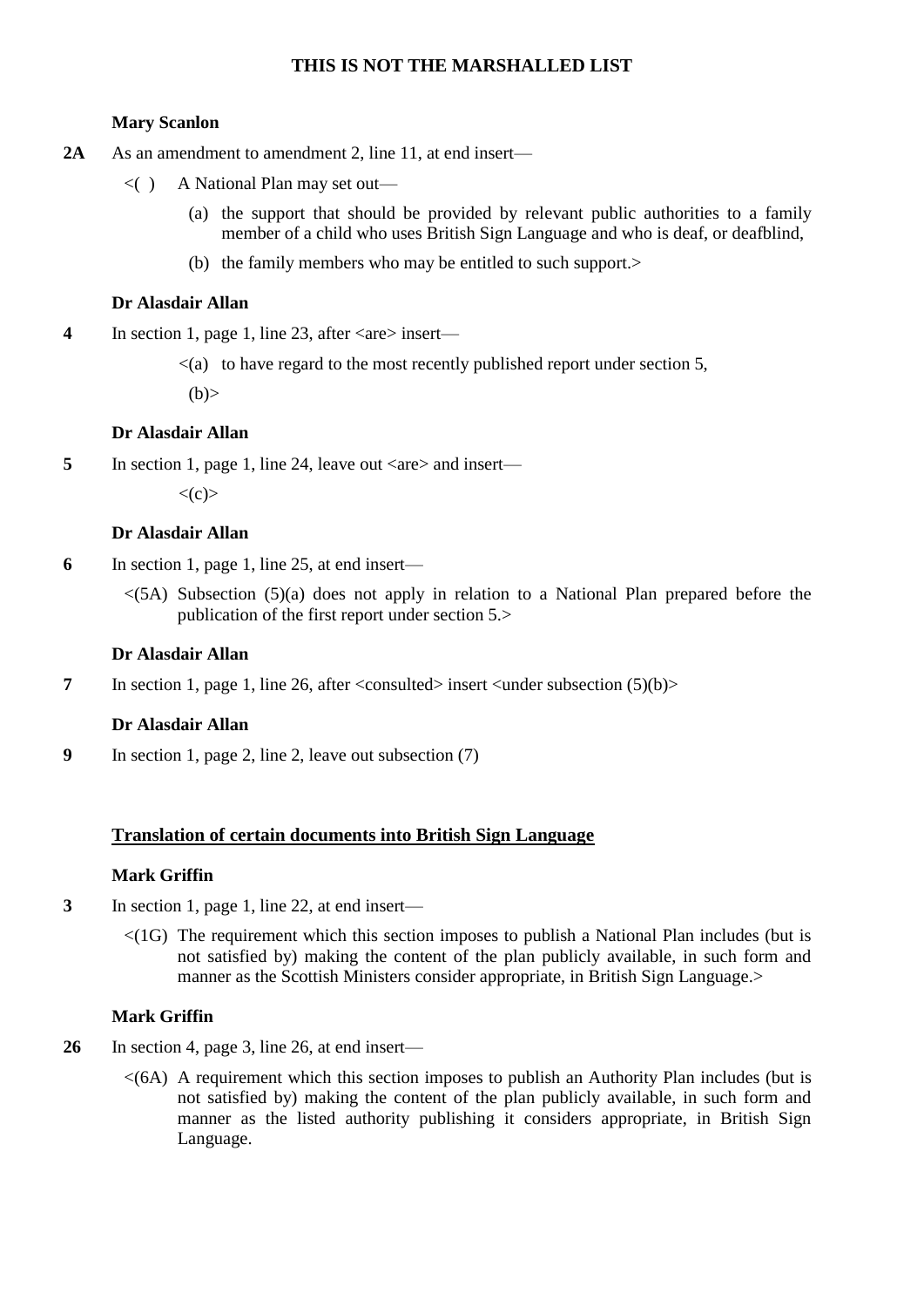**THIS IS NOT THE MARSHALLED LIST**

**Mary Scanlon**

**2A** As an amendment to amendment 2, line 11, at end insert—

<( ) A National Plan may set out—

(a) the support that should be provided by relevant public authorities to a family member of a child who uses British Sign Language and who is deaf, or deafblind,

(b) the family members who may be entitled to such support.>

**Dr Alasdair Allan**

**4** In section 1, page 1, line 23, after <are> insert—

<(a) to have regard to the most recently published report under section 5,

(b)>

**Dr Alasdair Allan**

**5** In section 1, page 1, line 24, leave out <are> and insert—

<(c)>

**Dr Alasdair Allan**

**6** In section 1, page 1, line 25, at end insert—

<(5A) Subsection (5)(a) does not apply in relation to a National Plan prepared before the publication of the first report under section 5.>

**Dr Alasdair Allan**

**7** In section 1, page 1, line 26, after <consulted> insert <under subsection (5)(b)>

**Dr Alasdair Allan**

**9** In section 1, page 2, line 2, leave out subsection (7)

**<u>Translation of certain documents into British Sign Language</u>**

**Mark Griffin**

**3** In section 1, page 1, line 22, at end insert—

<(1G) The requirement which this section imposes to publish a National Plan includes (but is not satisfied by) making the content of the plan publicly available, in such form and manner as the Scottish Ministers consider appropriate, in British Sign Language.>

**Mark Griffin**

**26** In section 4, page 3, line 26, at end insert—

<(6A) A requirement which this section imposes to publish an Authority Plan includes (but is not satisfied by) making the content of the plan publicly available, in such form and manner as the listed authority publishing it considers appropriate, in British Sign Language.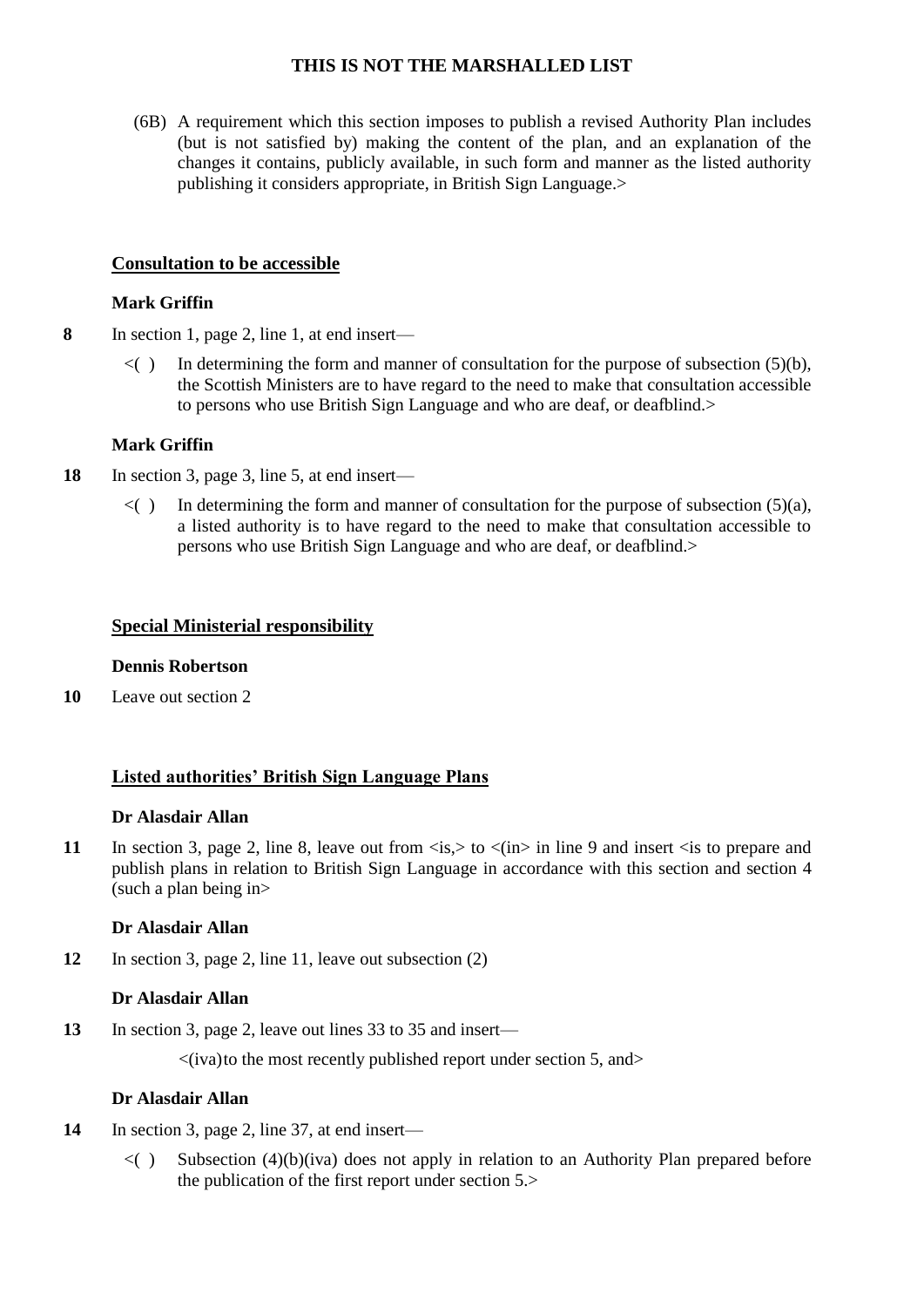**THIS IS NOT THE MARSHALLED LIST**

(6B) A requirement which this section imposes to publish a revised Authority Plan includes (but is not satisfied by) making the content of the plan, and an explanation of the changes it contains, publicly available, in such form and manner as the listed authority publishing it considers appropriate, in British Sign Language.>

## Consultation to be accessible

**Mark Griffin**

**8** In section 1, page 2, line 1, at end insert—

<( ) In determining the form and manner of consultation for the purpose of subsection (5)(b), the Scottish Ministers are to have regard to the need to make that consultation accessible to persons who use British Sign Language and who are deaf, or deafblind.>

**Mark Griffin**

**18** In section 3, page 3, line 5, at end insert—

<( ) In determining the form and manner of consultation for the purpose of subsection (5)(a), a listed authority is to have regard to the need to make that consultation accessible to persons who use British Sign Language and who are deaf, or deafblind.>

## Special Ministerial responsibility

**Dennis Robertson**

**10** Leave out section 2

## Listed authorities' British Sign Language Plans

**Dr Alasdair Allan**

**11** In section 3, page 2, line 8, leave out from <is,> to <(in> in line 9 and insert <is to prepare and publish plans in relation to British Sign Language in accordance with this section and section 4 (such a plan being in>

**Dr Alasdair Allan**

**12** In section 3, page 2, line 11, leave out subsection (2)

**Dr Alasdair Allan**

**13** In section 3, page 2, leave out lines 33 to 35 and insert—

<(iva) to the most recently published report under section 5, and>

**Dr Alasdair Allan**

**14** In section 3, page 2, line 37, at end insert—

<( ) Subsection (4)(b)(iva) does not apply in relation to an Authority Plan prepared before the publication of the first report under section 5.>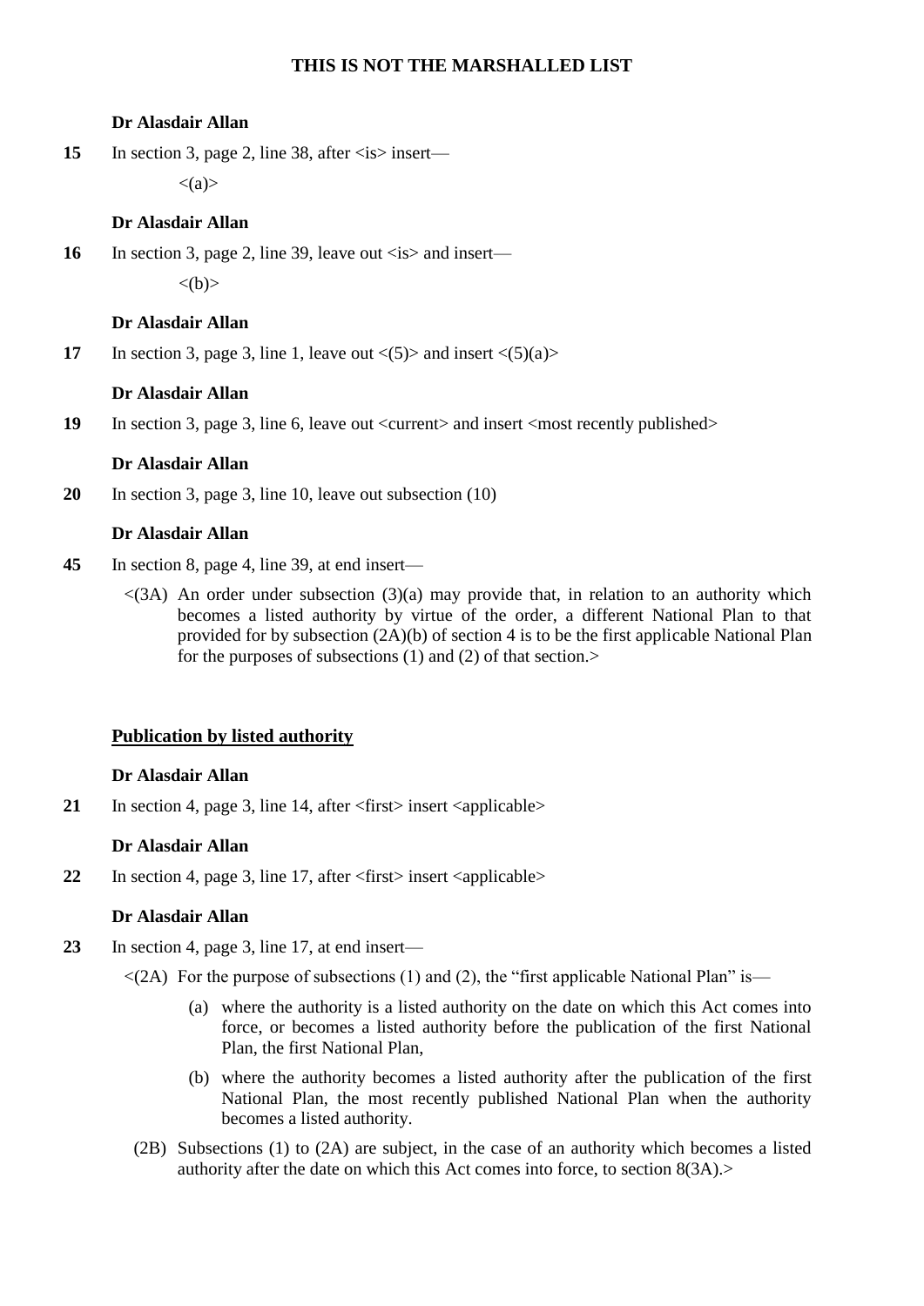**THIS IS NOT THE MARSHALLED LIST**

**Dr Alasdair Allan**

**15** In section 3, page 2, line 38, after <is> insert—

<(a)>

**Dr Alasdair Allan**

**16** In section 3, page 2, line 39, leave out <is> and insert—

<(b)>

**Dr Alasdair Allan**

**17** In section 3, page 3, line 1, leave out <(5)> and insert <(5)(a)>

**Dr Alasdair Allan**

**19** In section 3, page 3, line 6, leave out <current> and insert <most recently published>

**Dr Alasdair Allan**

**20** In section 3, page 3, line 10, leave out subsection (10)

**Dr Alasdair Allan**

**45** In section 8, page 4, line 39, at end insert—

<(3A) An order under subsection (3)(a) may provide that, in relation to an authority which becomes a listed authority by virtue of the order, a different National Plan to that provided for by subsection (2A)(b) of section 4 is to be the first applicable National Plan for the purposes of subsections (1) and (2) of that section.>

## Publication by listed authority

**Dr Alasdair Allan**

**21** In section 4, page 3, line 14, after <first> insert <applicable>

**Dr Alasdair Allan**

**22** In section 4, page 3, line 17, after <first> insert <applicable>

**Dr Alasdair Allan**

**23** In section 4, page 3, line 17, at end insert—

<(2A) For the purpose of subsections (1) and (2), the "first applicable National Plan" is—

(a) where the authority is a listed authority on the date on which this Act comes into force, or becomes a listed authority before the publication of the first National Plan, the first National Plan,

(b) where the authority becomes a listed authority after the publication of the first National Plan, the most recently published National Plan when the authority becomes a listed authority.

(2B) Subsections (1) to (2A) are subject, in the case of an authority which becomes a listed authority after the date on which this Act comes into force, to section 8(3A).>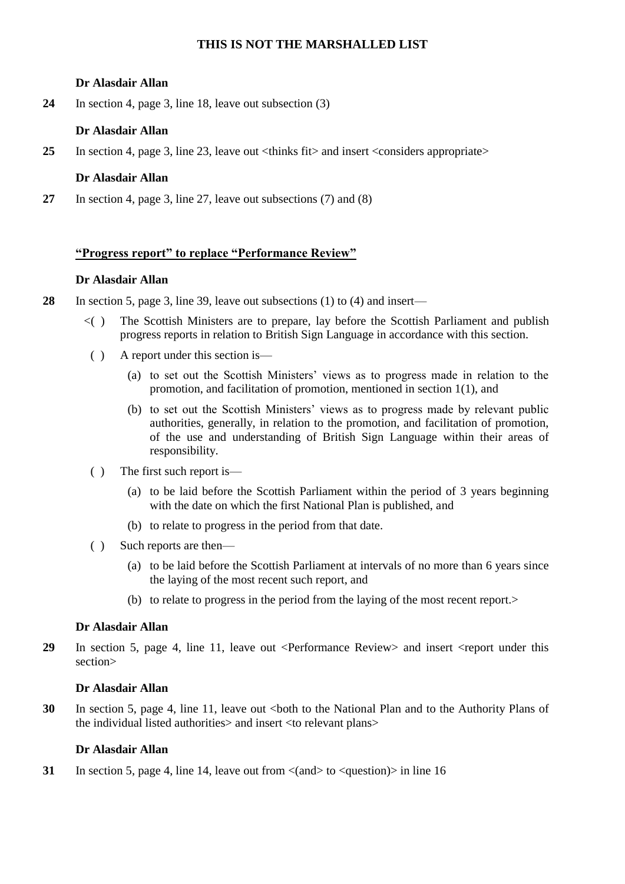**THIS IS NOT THE MARSHALLED LIST**

**Dr Alasdair Allan**

**24** In section 4, page 3, line 18, leave out subsection (3)

**Dr Alasdair Allan**

**25** In section 4, page 3, line 23, leave out <thinks fit> and insert <considers appropriate>

**Dr Alasdair Allan**

**27** In section 4, page 3, line 27, leave out subsections (7) and (8)

**<u>“Progress report” to replace “Performance Review”</u>**

**Dr Alasdair Allan**

**28** In section 5, page 3, line 39, leave out subsections (1) to (4) and insert—

<( ) The Scottish Ministers are to prepare, lay before the Scottish Parliament and publish progress reports in relation to British Sign Language in accordance with this section.

( ) A report under this section is—

(a) to set out the Scottish Ministers’ views as to progress made in relation to the promotion, and facilitation of promotion, mentioned in section 1(1), and

(b) to set out the Scottish Ministers’ views as to progress made by relevant public authorities, generally, in relation to the promotion, and facilitation of promotion, of the use and understanding of British Sign Language within their areas of responsibility.

( ) The first such report is—

(a) to be laid before the Scottish Parliament within the period of 3 years beginning with the date on which the first National Plan is published, and

(b) to relate to progress in the period from that date.

( ) Such reports are then—

(a) to be laid before the Scottish Parliament at intervals of no more than 6 years since the laying of the most recent such report, and

(b) to relate to progress in the period from the laying of the most recent report.>

**Dr Alasdair Allan**

**29** In section 5, page 4, line 11, leave out <Performance Review> and insert <report under this section>

**Dr Alasdair Allan**

**30** In section 5, page 4, line 11, leave out <both to the National Plan and to the Authority Plans of the individual listed authorities> and insert <to relevant plans>

**Dr Alasdair Allan**

**31** In section 5, page 4, line 14, leave out from <(and> to <question)> in line 16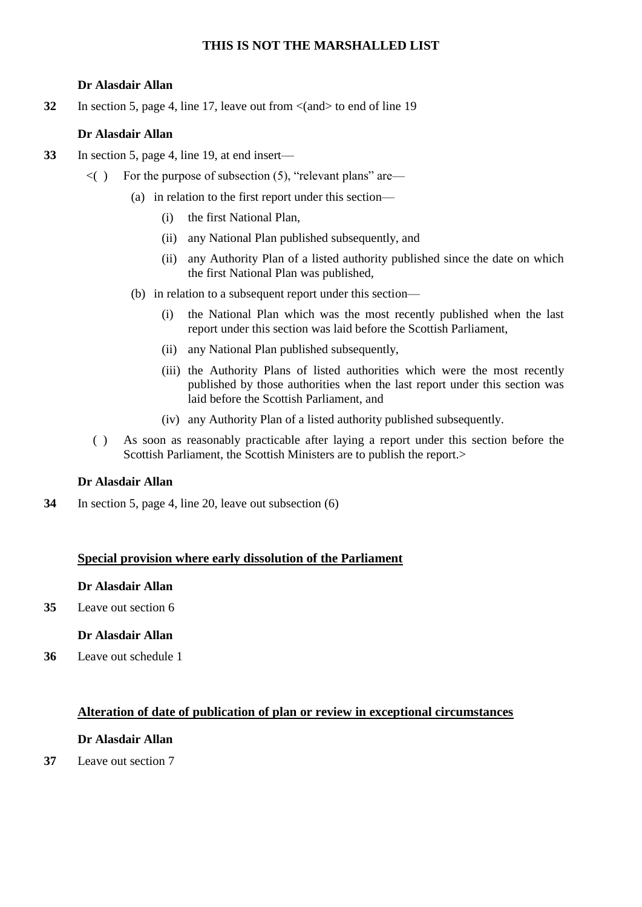**THIS IS NOT THE MARSHALLED LIST**

**Dr Alasdair Allan**

**32** In section 5, page 4, line 17, leave out from <(and> to end of line 19

**Dr Alasdair Allan**

**33** In section 5, page 4, line 19, at end insert—

<( ) For the purpose of subsection (5), "relevant plans" are—

(a) in relation to the first report under this section—

(i) the first National Plan,

(ii) any National Plan published subsequently, and

(ii) any Authority Plan of a listed authority published since the date on which the first National Plan was published,

(b) in relation to a subsequent report under this section—

(i) the National Plan which was the most recently published when the last report under this section was laid before the Scottish Parliament,

(ii) any National Plan published subsequently,

(iii) the Authority Plans of listed authorities which were the most recently published by those authorities when the last report under this section was laid before the Scottish Parliament, and

(iv) any Authority Plan of a listed authority published subsequently.

( ) As soon as reasonably practicable after laying a report under this section before the Scottish Parliament, the Scottish Ministers are to publish the report.>

**Dr Alasdair Allan**

**34** In section 5, page 4, line 20, leave out subsection (6)

**Special provision where early dissolution of the Parliament**

**Dr Alasdair Allan**

**35** Leave out section 6

**Dr Alasdair Allan**

**36** Leave out schedule 1

**Alteration of date of publication of plan or review in exceptional circumstances**

**Dr Alasdair Allan**

**37** Leave out section 7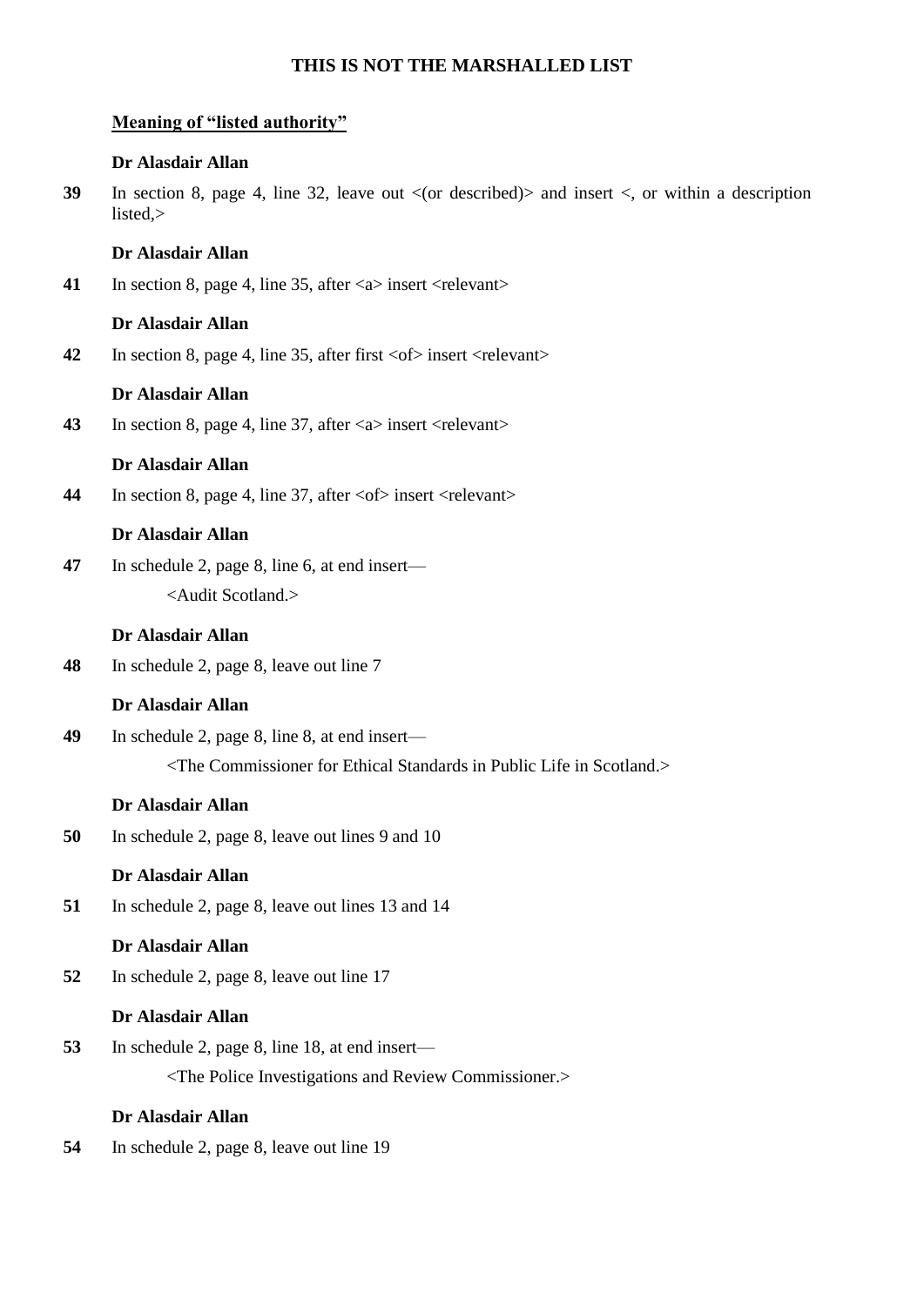**THIS IS NOT THE MARSHALLED LIST**

**Meaning of "listed authority"**

**Dr Alasdair Allan**

**39** In section 8, page 4, line 32, leave out <(or described)> and insert <, or within a description listed,>

**Dr Alasdair Allan**

**41** In section 8, page 4, line 35, after <a> insert <relevant>

**Dr Alasdair Allan**

**42** In section 8, page 4, line 35, after first <of> insert <relevant>

**Dr Alasdair Allan**

**43** In section 8, page 4, line 37, after <a> insert <relevant>

**Dr Alasdair Allan**

**44** In section 8, page 4, line 37, after <of> insert <relevant>

**Dr Alasdair Allan**

**47** In schedule 2, page 8, line 6, at end insert—

<Audit Scotland.>

**Dr Alasdair Allan**

**48** In schedule 2, page 8, leave out line 7

**Dr Alasdair Allan**

**49** In schedule 2, page 8, line 8, at end insert—

<The Commissioner for Ethical Standards in Public Life in Scotland.>

**Dr Alasdair Allan**

**50** In schedule 2, page 8, leave out lines 9 and 10

**Dr Alasdair Allan**

**51** In schedule 2, page 8, leave out lines 13 and 14

**Dr Alasdair Allan**

**52** In schedule 2, page 8, leave out line 17

**Dr Alasdair Allan**

**53** In schedule 2, page 8, line 18, at end insert—

<The Police Investigations and Review Commissioner.>

**Dr Alasdair Allan**

**54** In schedule 2, page 8, leave out line 19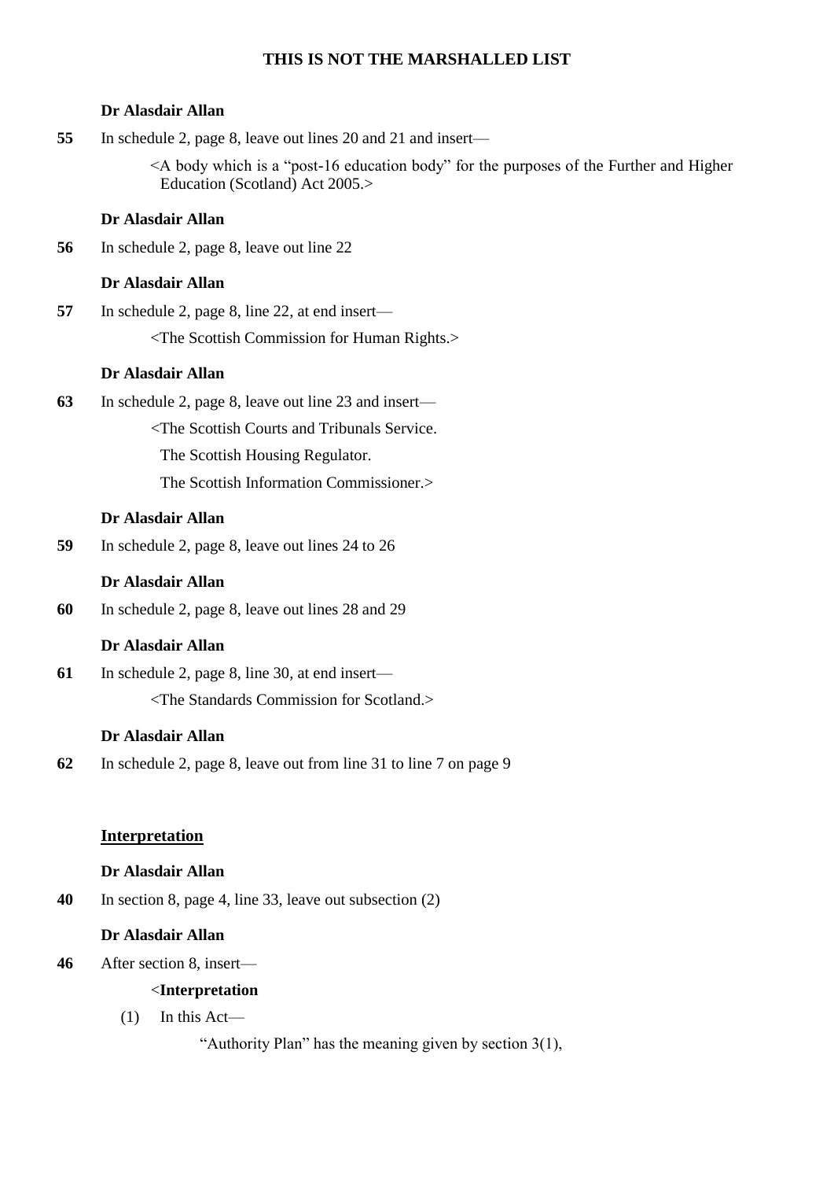**THIS IS NOT THE MARSHALLED LIST**

**Dr Alasdair Allan**

**55** In schedule 2, page 8, leave out lines 20 and 21 and insert—

<A body which is a "post-16 education body" for the purposes of the Further and Higher Education (Scotland) Act 2005.>

**Dr Alasdair Allan**

**56** In schedule 2, page 8, leave out line 22

**Dr Alasdair Allan**

**57** In schedule 2, page 8, line 22, at end insert—

<The Scottish Commission for Human Rights.>

**Dr Alasdair Allan**

**63** In schedule 2, page 8, leave out line 23 and insert—

<The Scottish Courts and Tribunals Service.

The Scottish Housing Regulator.

The Scottish Information Commissioner.>

**Dr Alasdair Allan**

**59** In schedule 2, page 8, leave out lines 24 to 26

**Dr Alasdair Allan**

**60** In schedule 2, page 8, leave out lines 28 and 29

**Dr Alasdair Allan**

**61** In schedule 2, page 8, line 30, at end insert—

<The Standards Commission for Scotland.>

**Dr Alasdair Allan**

**62** In schedule 2, page 8, leave out from line 31 to line 7 on page 9

## Interpretation

**Dr Alasdair Allan**

**40** In section 8, page 4, line 33, leave out subsection (2)

**Dr Alasdair Allan**

**46** After section 8, insert—

<**Interpretation**

(1) In this Act—

"Authority Plan" has the meaning given by section 3(1),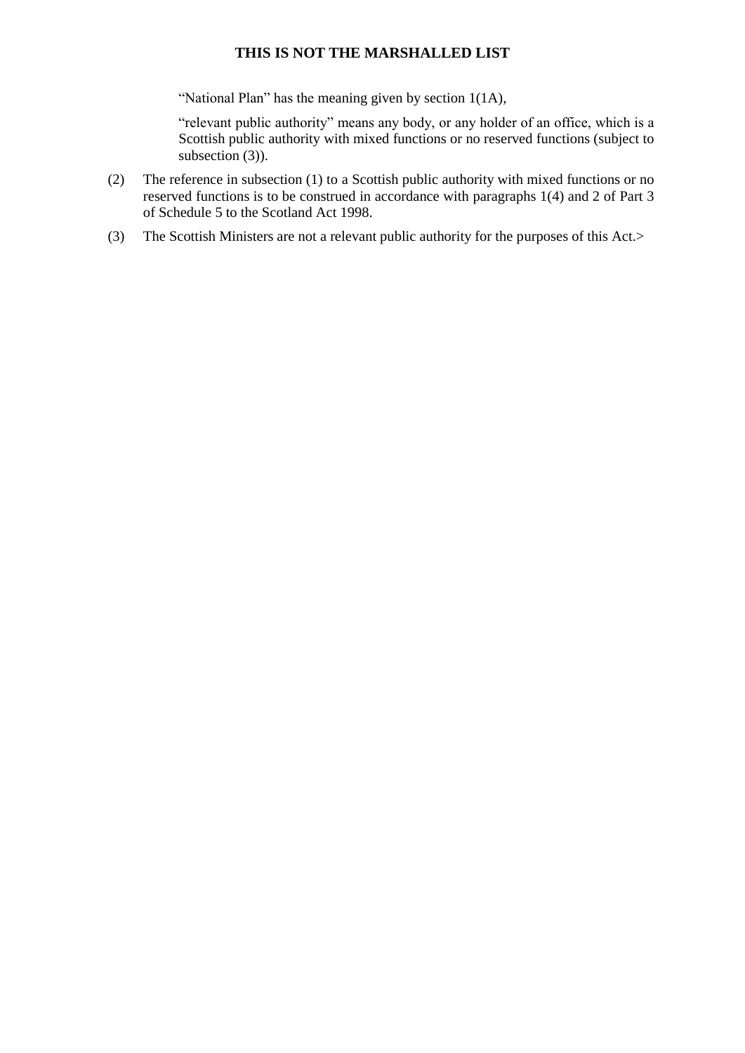"National Plan" has the meaning given by section 1(1A),

"relevant public authority" means any body, or any holder of an office, which is a Scottish public authority with mixed functions or no reserved functions (subject to subsection (3)).

(2) The reference in subsection (1) to a Scottish public authority with mixed functions or no reserved functions is to be construed in accordance with paragraphs 1(4) and 2 of Part 3 of Schedule 5 to the Scotland Act 1998.

(3) The Scottish Ministers are not a relevant public authority for the purposes of this Act.>